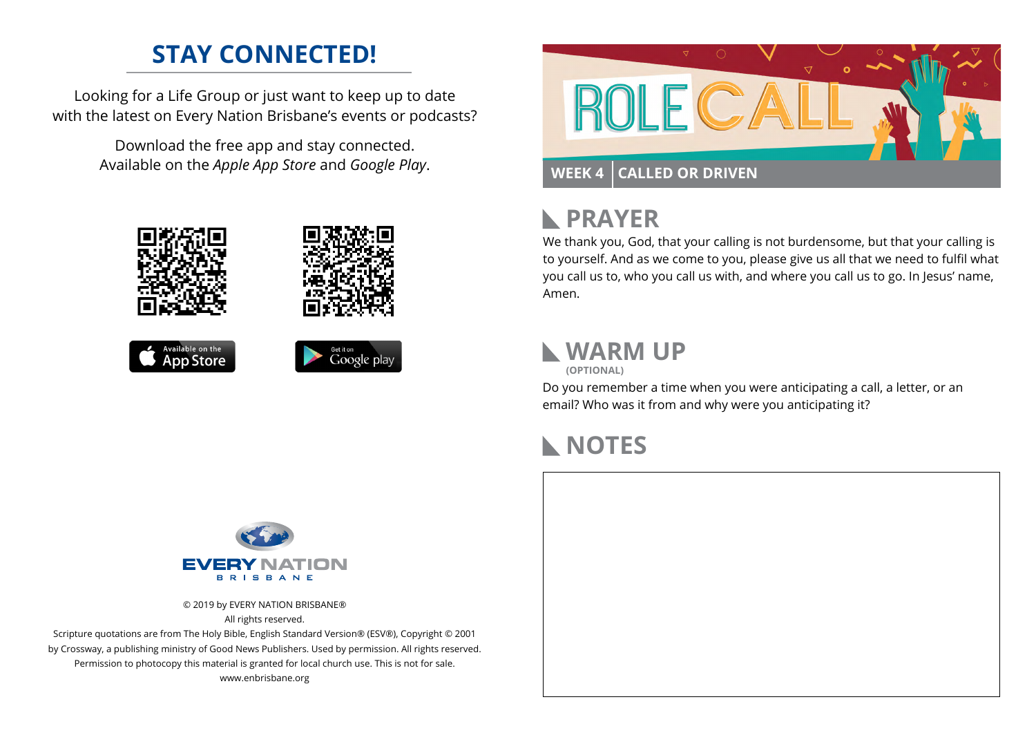# STAY CONNECTED!

Looking for a Life Group or just want to keep up to date with the latest on Every Nation Brisbane's events or podcasts?

Download the free app and stay connected.
Available on the *Apple App Store* and *Google Play*.

Available on the App Store

Get it on Google play

EVERY NATION
BRISBANE

© 2019 by EVERY NATION BRISBANE®
All rights reserved.
Scripture quotations are from The Holy Bible, English Standard Version® (ESV®), Copyright © 2001 by Crossway, a publishing ministry of Good News Publishers. Used by permission. All rights reserved.
Permission to photocopy this material is granted for local church use. This is not for sale.
www.enbrisbane.org

# ROLE CALL

**WEEK 4 | CALLED OR DRIVEN**

## PRAYER

We thank you, God, that your calling is not burdensome, but that your calling is to yourself. And as we come to you, please give us all that we need to fulfil what you call us to, who you call us with, and where you call us to go. In Jesus' name, Amen.

## WARM UP

**(OPTIONAL)**

Do you remember a time when you were anticipating a call, a letter, or an email? Who was it from and why were you anticipating it?

## NOTES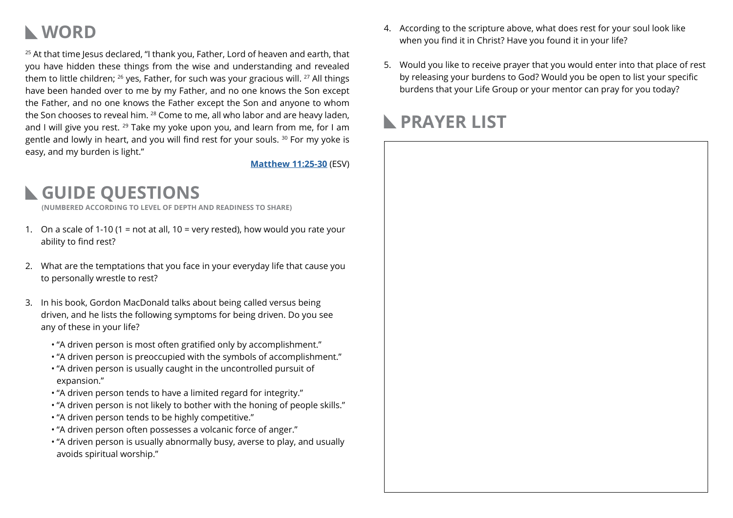## WORD

[25] At that time Jesus declared, "I thank you, Father, Lord of heaven and earth, that you have hidden these things from the wise and understanding and revealed them to little children; [26] yes, Father, for such was your gracious will. [27] All things have been handed over to me by my Father, and no one knows the Son except the Father, and no one knows the Father except the Son and anyone to whom the Son chooses to reveal him. [28] Come to me, all who labor and are heavy laden, and I will give you rest. [29] Take my yoke upon you, and learn from me, for I am gentle and lowly in heart, and you will find rest for your souls. [30] For my yoke is easy, and my burden is light."

**Matthew 11:25-30** (ESV)

## GUIDE QUESTIONS

**(NUMBERED ACCORDING TO LEVEL OF DEPTH AND READINESS TO SHARE)**

1. On a scale of 1-10 (1 = not at all, 10 = very rested), how would you rate your ability to find rest?

2. What are the temptations that you face in your everyday life that cause you to personally wrestle to rest?

3. In his book, Gordon MacDonald talks about being called versus being driven, and he lists the following symptoms for being driven. Do you see any of these in your life?

   - "A driven person is most often gratified only by accomplishment."
   - "A driven person is preoccupied with the symbols of accomplishment."
   - "A driven person is usually caught in the uncontrolled pursuit of expansion."
   - "A driven person tends to have a limited regard for integrity."
   - "A driven person is not likely to bother with the honing of people skills."
   - "A driven person tends to be highly competitive."
   - "A driven person often possesses a volcanic force of anger."
   - "A driven person is usually abnormally busy, averse to play, and usually avoids spiritual worship."

4. According to the scripture above, what does rest for your soul look like when you find it in Christ? Have you found it in your life?

5. Would you like to receive prayer that you would enter into that place of rest by releasing your burdens to God? Would you be open to list your specific burdens that your Life Group or your mentor can pray for you today?

## PRAYER LIST